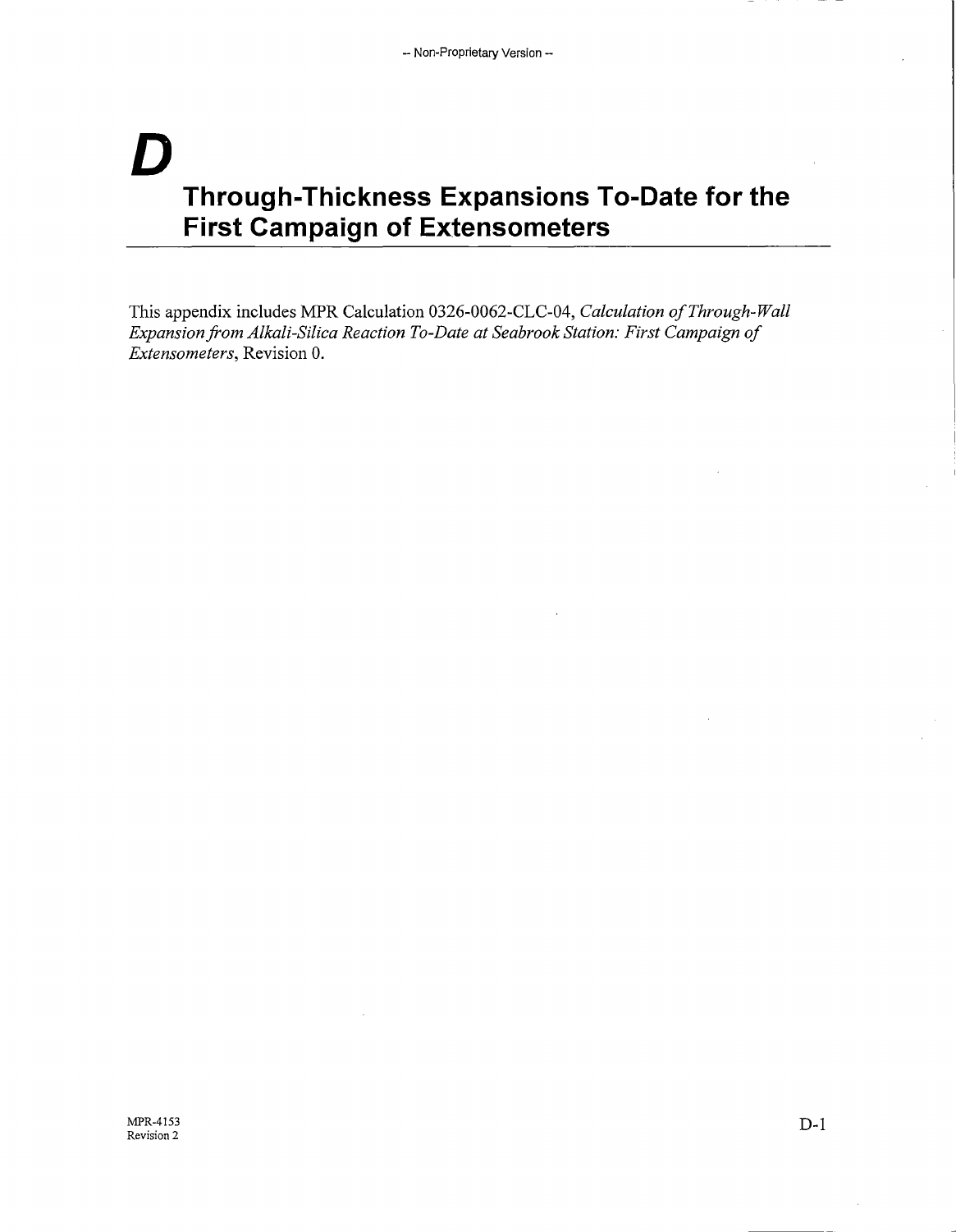# D

## Through-Thickness Expansions To-Date for the First Campaign of Extensometers

This appendix includes MPR Calculation 0326-0062-CLC-04, *Calculation of Through-Wall Expansion from Alkali-Silica Reaction To-Date at Seabrook Station: First Campaign of Extensometers*, Revision 0.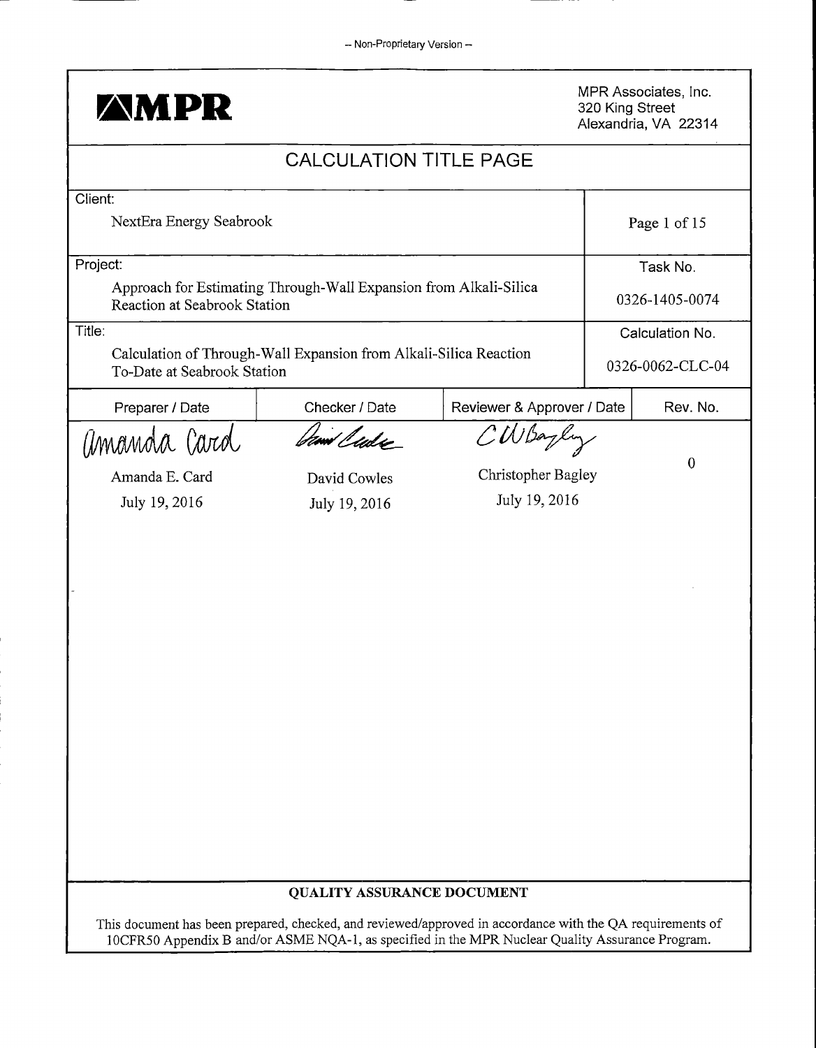– Non-Proprietary Version –

**MPR**

MPR Associates, Inc.
320 King Street
Alexandria, VA 22314

# CALCULATION TITLE PAGE

| Client: | |
|---|---|
| NextEra Energy Seabrook | Page 1 of 15 |
| **Project:** | **Task No.** |
| Approach for Estimating Through-Wall Expansion from Alkali-Silica Reaction at Seabrook Station | 0326-1405-0074 |
| **Title:** | **Calculation No.** |
| Calculation of Through-Wall Expansion from Alkali-Silica Reaction To-Date at Seabrook Station | 0326-0062-CLC-04 |

| Preparer / Date | Checker / Date | Reviewer & Approver / Date | Rev. No. |
|---|---|---|---|
| *Amanda Card* | *David Cowles* | *C W Bagley* | 0 |
| Amanda E. Card | David Cowles | Christopher Bagley | |
| July 19, 2016 | July 19, 2016 | July 19, 2016 | |

**QUALITY ASSURANCE DOCUMENT**

This document has been prepared, checked, and reviewed/approved in accordance with the QA requirements of 10CFR50 Appendix B and/or ASME NQA-1, as specified in the MPR Nuclear Quality Assurance Program.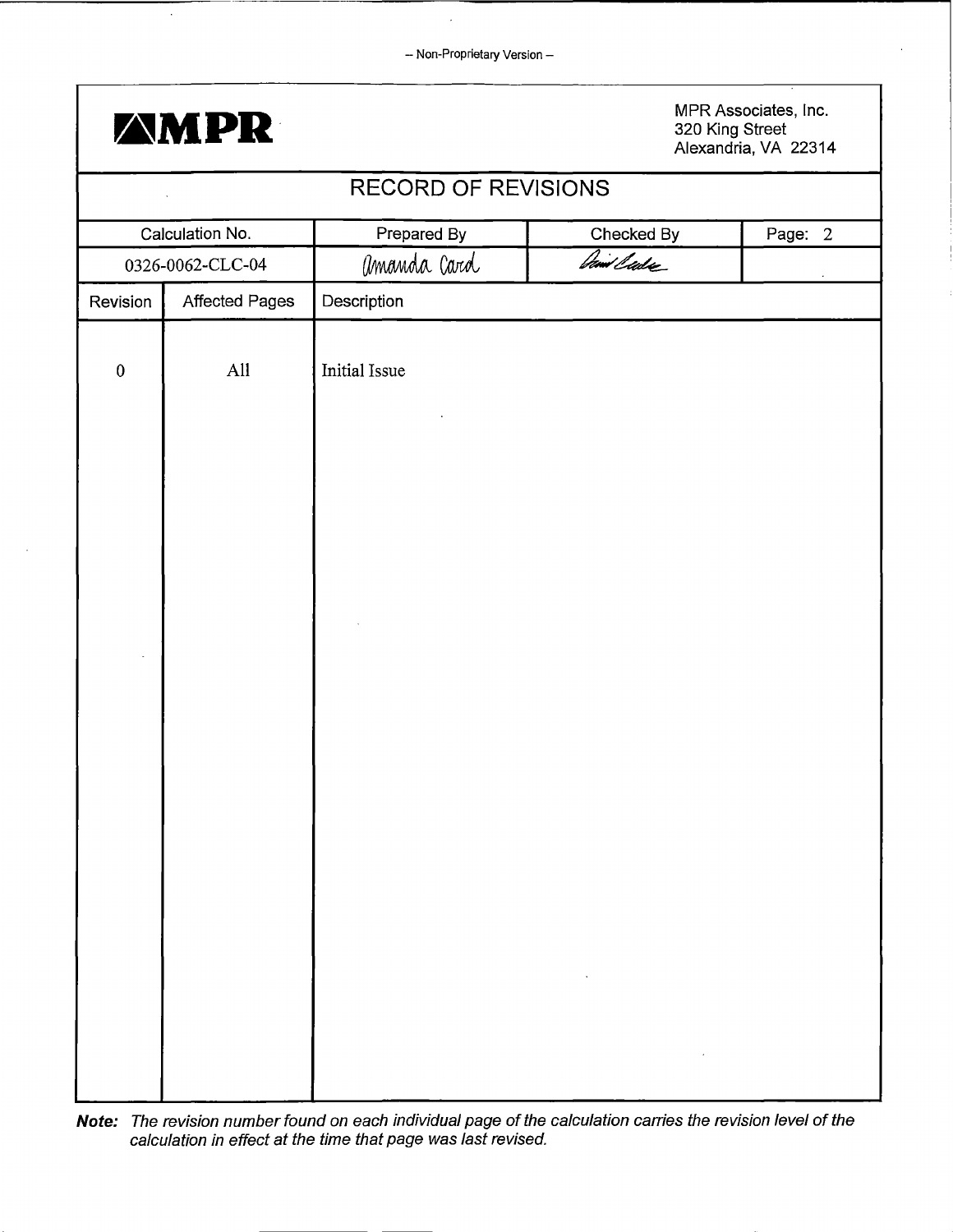– Non-Proprietary Version –

**MPR**

MPR Associates, Inc.
320 King Street
Alexandria, VA 22314

## RECORD OF REVISIONS

| Calculation No. | Prepared By | Checked By | Page: 2 |
|---|---|---|---|
| 0326-0062-CLC-04 | Amanda Card | *(signature)* | |

| Revision | Affected Pages | Description |
|---|---|---|
| 0 | All | Initial Issue |

***Note:*** *The revision number found on each individual page of the calculation carries the revision level of the calculation in effect at the time that page was last revised.*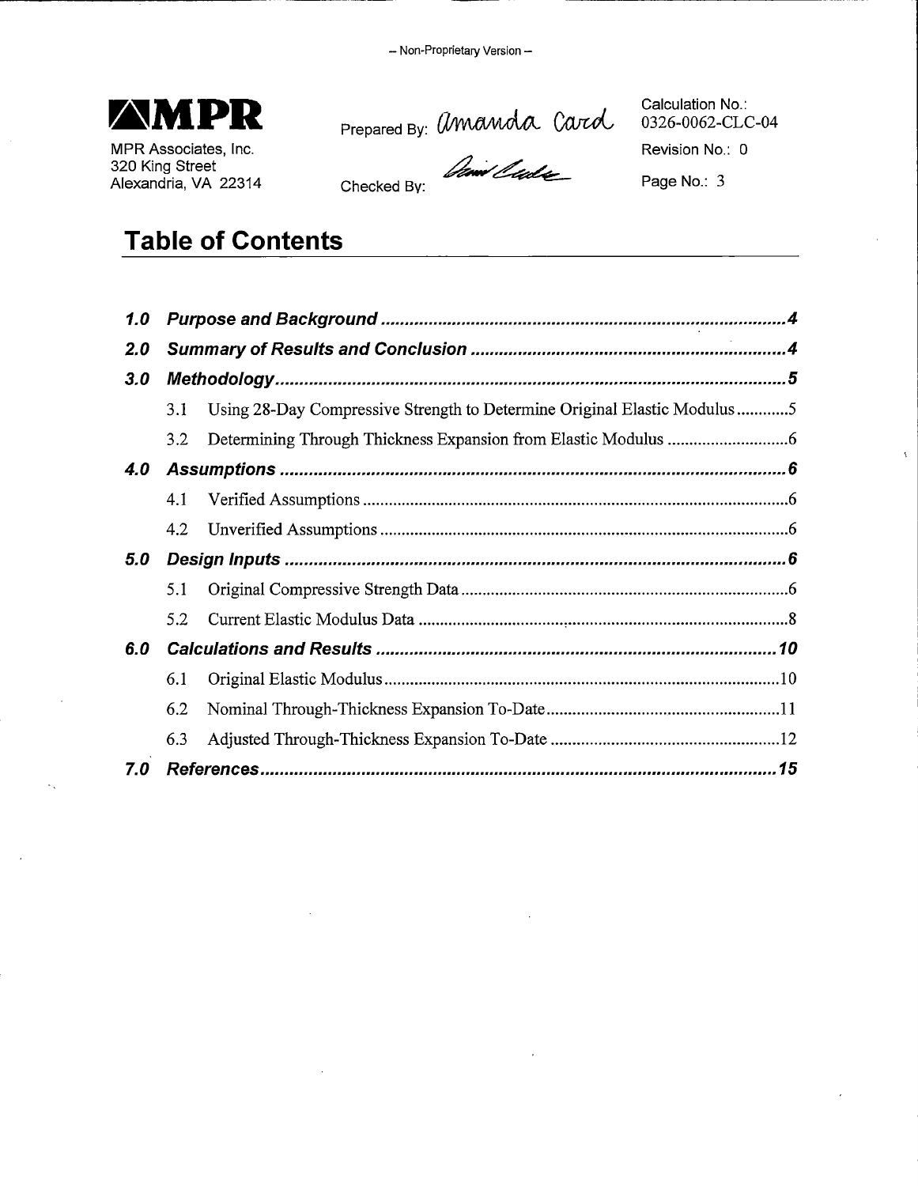# Table of Contents

| | | |
|---|---|---|
| **1.0** | ***Purpose and Background*** | **4** |
| **2.0** | ***Summary of Results and Conclusion*** | **4** |
| **3.0** | ***Methodology*** | **5** |
| 3.1 | Using 28-Day Compressive Strength to Determine Original Elastic Modulus | 5 |
| 3.2 | Determining Through Thickness Expansion from Elastic Modulus | 6 |
| **4.0** | ***Assumptions*** | **6** |
| 4.1 | Verified Assumptions | 6 |
| 4.2 | Unverified Assumptions | 6 |
| **5.0** | ***Design Inputs*** | **6** |
| 5.1 | Original Compressive Strength Data | 6 |
| 5.2 | Current Elastic Modulus Data | 8 |
| **6.0** | ***Calculations and Results*** | **10** |
| 6.1 | Original Elastic Modulus | 10 |
| 6.2 | Nominal Through-Thickness Expansion To-Date | 11 |
| 6.3 | Adjusted Through-Thickness Expansion To-Date | 12 |
| **7.0** | ***References*** | **15** |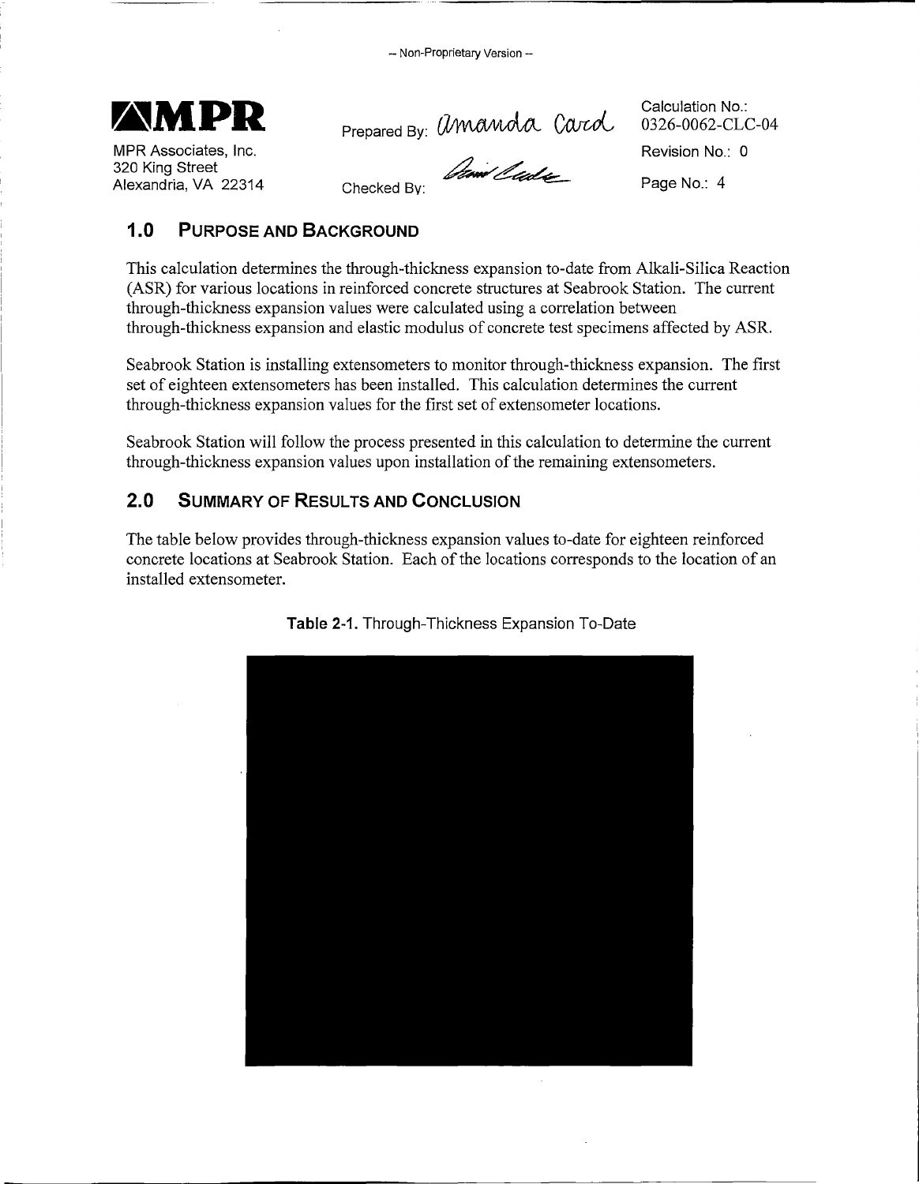– Non-Proprietary Version –

**MPR**

MPR Associates, Inc.
320 King Street
Alexandria, VA 22314

Prepared By: Amanda Card

Checked By:

Calculation No.: 0326-0062-CLC-04

Revision No.: 0

Page No.: 4

## 1.0 PURPOSE AND BACKGROUND

This calculation determines the through-thickness expansion to-date from Alkali-Silica Reaction (ASR) for various locations in reinforced concrete structures at Seabrook Station. The current through-thickness expansion values were calculated using a correlation between through-thickness expansion and elastic modulus of concrete test specimens affected by ASR.

Seabrook Station is installing extensometers to monitor through-thickness expansion. The first set of eighteen extensometers has been installed. This calculation determines the current through-thickness expansion values for the first set of extensometer locations.

Seabrook Station will follow the process presented in this calculation to determine the current through-thickness expansion values upon installation of the remaining extensometers.

## 2.0 SUMMARY OF RESULTS AND CONCLUSION

The table below provides through-thickness expansion values to-date for eighteen reinforced concrete locations at Seabrook Station. Each of the locations corresponds to the location of an installed extensometer.

**Table 2-1.** Through-Thickness Expansion To-Date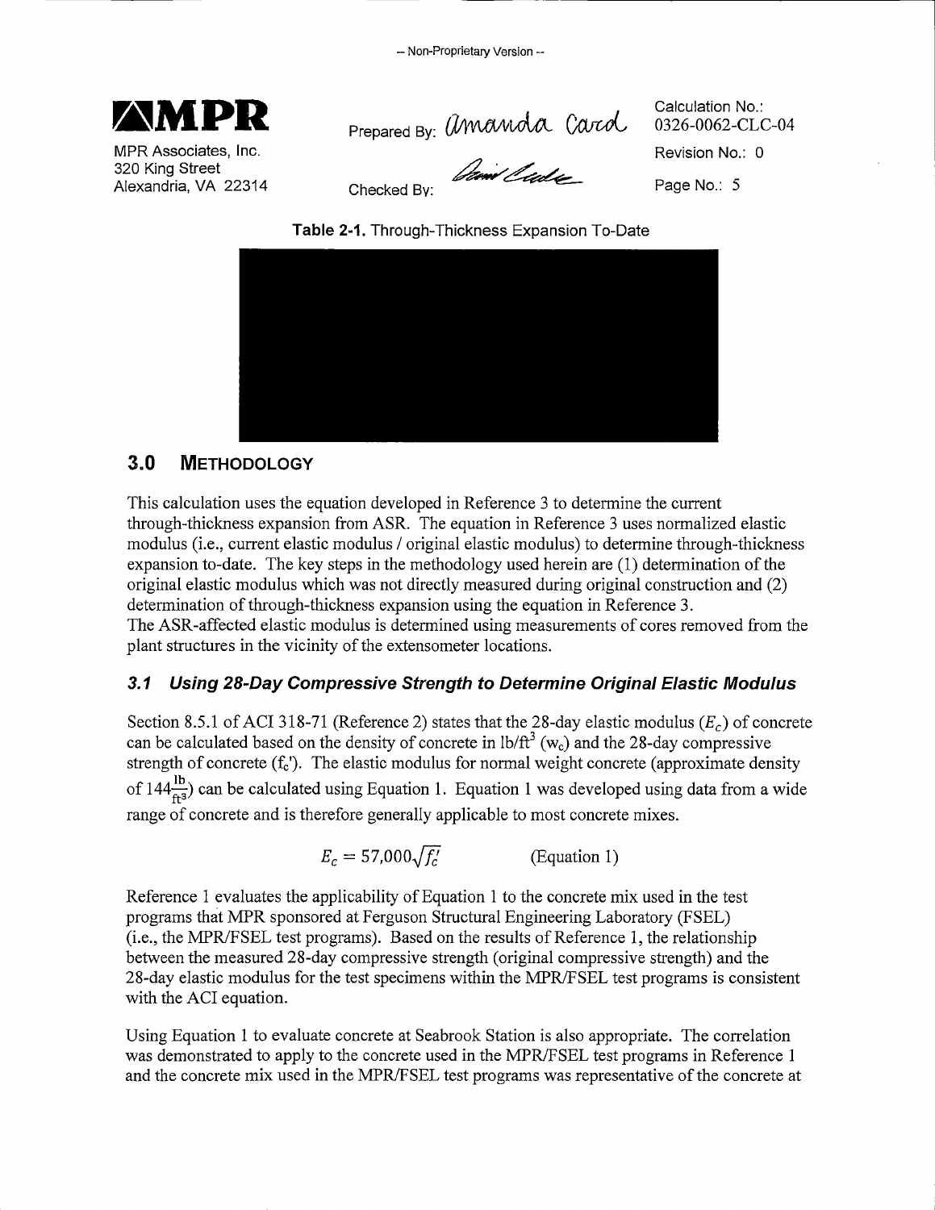-- Non-Proprietary Version --

MPR Associates, Inc.
320 King Street
Alexandria, VA 22314

Prepared By: Amanda Card

Checked By:

Calculation No.: 0326-0062-CLC-04

Revision No.: 0

**Table 2-1.** Through-Thickness Expansion To-Date

## 3.0 METHODOLOGY

This calculation uses the equation developed in Reference 3 to determine the current through-thickness expansion from ASR. The equation in Reference 3 uses normalized elastic modulus (i.e., current elastic modulus / original elastic modulus) to determine through-thickness expansion to-date. The key steps in the methodology used herein are (1) determination of the original elastic modulus which was not directly measured during original construction and (2) determination of through-thickness expansion using the equation in Reference 3.
The ASR-affected elastic modulus is determined using measurements of cores removed from the plant structures in the vicinity of the extensometer locations.

### *3.1 Using 28-Day Compressive Strength to Determine Original Elastic Modulus*

Section 8.5.1 of ACI 318-71 (Reference 2) states that the 28-day elastic modulus ($E_c$) of concrete can be calculated based on the density of concrete in $lb/ft^3$ ($w_c$) and the 28-day compressive strength of concrete ($f_c'$). The elastic modulus for normal weight concrete (approximate density of $144\frac{lb}{ft^3}$) can be calculated using Equation 1. Equation 1 was developed using data from a wide range of concrete and is therefore generally applicable to most concrete mixes.

$$E_c = 57{,}000\sqrt{f_c'} \qquad \text{(Equation 1)}$$

Reference 1 evaluates the applicability of Equation 1 to the concrete mix used in the test programs that MPR sponsored at Ferguson Structural Engineering Laboratory (FSEL) (i.e., the MPR/FSEL test programs). Based on the results of Reference 1, the relationship between the measured 28-day compressive strength (original compressive strength) and the 28-day elastic modulus for the test specimens within the MPR/FSEL test programs is consistent with the ACI equation.

Using Equation 1 to evaluate concrete at Seabrook Station is also appropriate. The correlation was demonstrated to apply to the concrete used in the MPR/FSEL test programs in Reference 1 and the concrete mix used in the MPR/FSEL test programs was representative of the concrete at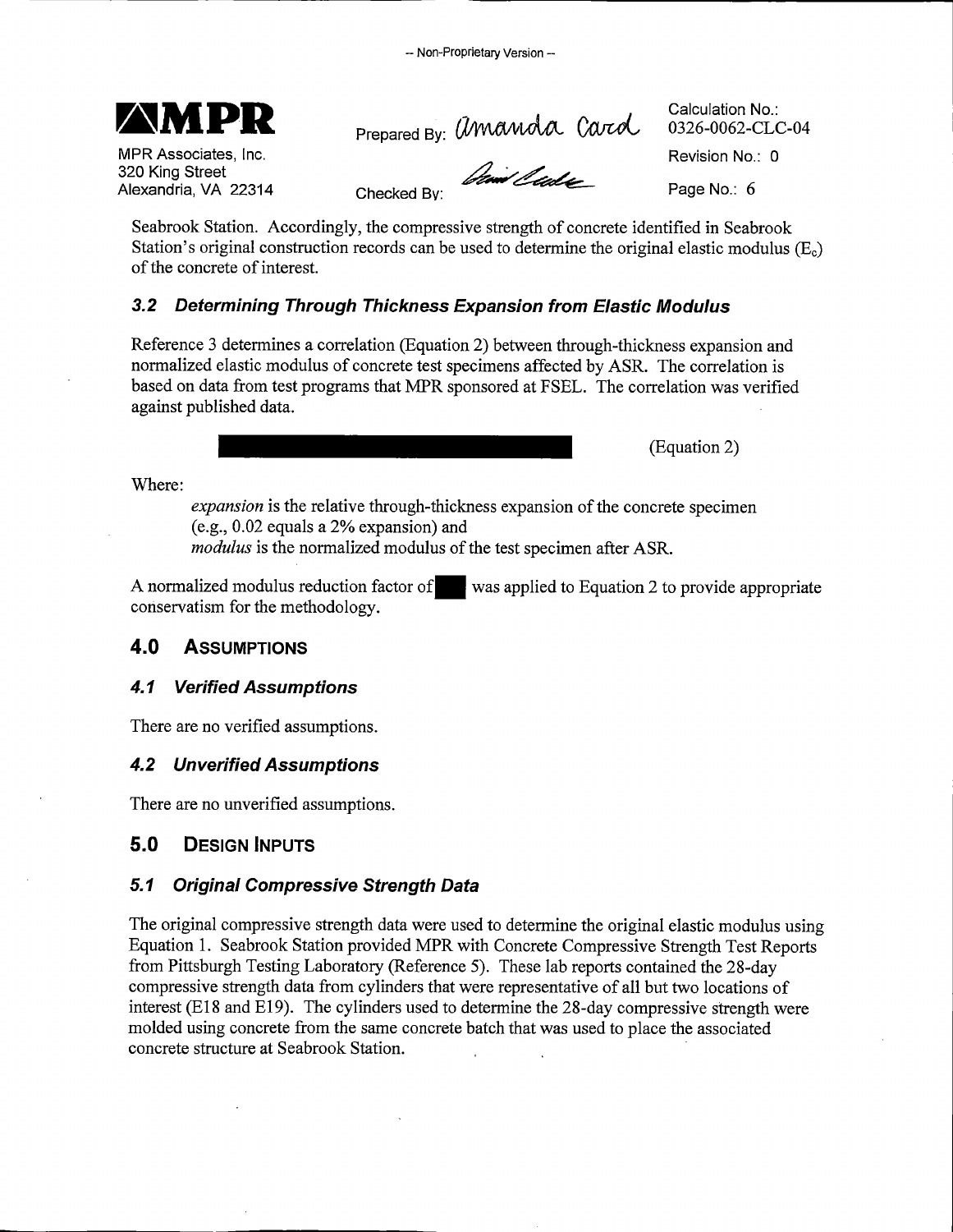Seabrook Station. Accordingly, the compressive strength of concrete identified in Seabrook Station's original construction records can be used to determine the original elastic modulus ($E_c$) of the concrete of interest.

### 3.2 Determining Through Thickness Expansion from Elastic Modulus

Reference 3 determines a correlation (Equation 2) between through-thickness expansion and normalized elastic modulus of concrete test specimens affected by ASR. The correlation is based on data from test programs that MPR sponsored at FSEL. The correlation was verified against published data.

(Equation 2)

Where:

*expansion* is the relative through-thickness expansion of the concrete specimen (e.g., 0.02 equals a 2% expansion) and
*modulus* is the normalized modulus of the test specimen after ASR.

A normalized modulus reduction factor of was applied to Equation 2 to provide appropriate conservatism for the methodology.

## 4.0 Assumptions

### 4.1 Verified Assumptions

There are no verified assumptions.

### 4.2 Unverified Assumptions

There are no unverified assumptions.

## 5.0 Design Inputs

### 5.1 Original Compressive Strength Data

The original compressive strength data were used to determine the original elastic modulus using Equation 1. Seabrook Station provided MPR with Concrete Compressive Strength Test Reports from Pittsburgh Testing Laboratory (Reference 5). These lab reports contained the 28-day compressive strength data from cylinders that were representative of all but two locations of interest (E18 and E19). The cylinders used to determine the 28-day compressive strength were molded using concrete from the same concrete batch that was used to place the associated concrete structure at Seabrook Station.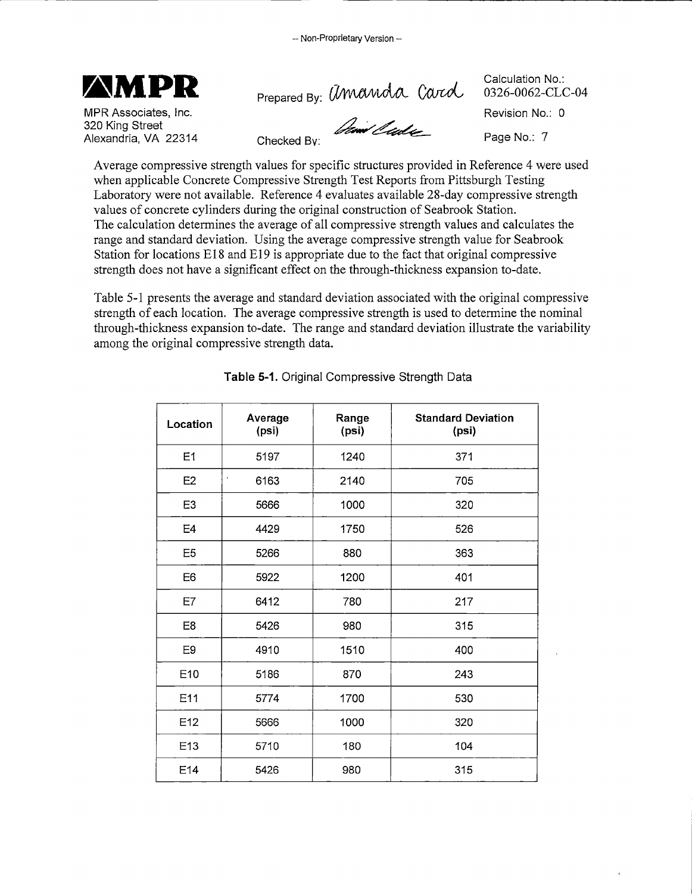Average compressive strength values for specific structures provided in Reference 4 were used when applicable Concrete Compressive Strength Test Reports from Pittsburgh Testing Laboratory were not available. Reference 4 evaluates available 28-day compressive strength values of concrete cylinders during the original construction of Seabrook Station. The calculation determines the average of all compressive strength values and calculates the range and standard deviation. Using the average compressive strength value for Seabrook Station for locations E18 and E19 is appropriate due to the fact that original compressive strength does not have a significant effect on the through-thickness expansion to-date.

Table 5-1 presents the average and standard deviation associated with the original compressive strength of each location. The average compressive strength is used to determine the nominal through-thickness expansion to-date. The range and standard deviation illustrate the variability among the original compressive strength data.

**Table 5-1.** Original Compressive Strength Data

| Location | Average (psi) | Range (psi) | Standard Deviation (psi) |
|---|---|---|---|
| E1 | 5197 | 1240 | 371 |
| E2 | 6163 | 2140 | 705 |
| E3 | 5666 | 1000 | 320 |
| E4 | 4429 | 1750 | 526 |
| E5 | 5266 | 880 | 363 |
| E6 | 5922 | 1200 | 401 |
| E7 | 6412 | 780 | 217 |
| E8 | 5426 | 980 | 315 |
| E9 | 4910 | 1510 | 400 |
| E10 | 5186 | 870 | 243 |
| E11 | 5774 | 1700 | 530 |
| E12 | 5666 | 1000 | 320 |
| E13 | 5710 | 180 | 104 |
| E14 | 5426 | 980 | 315 |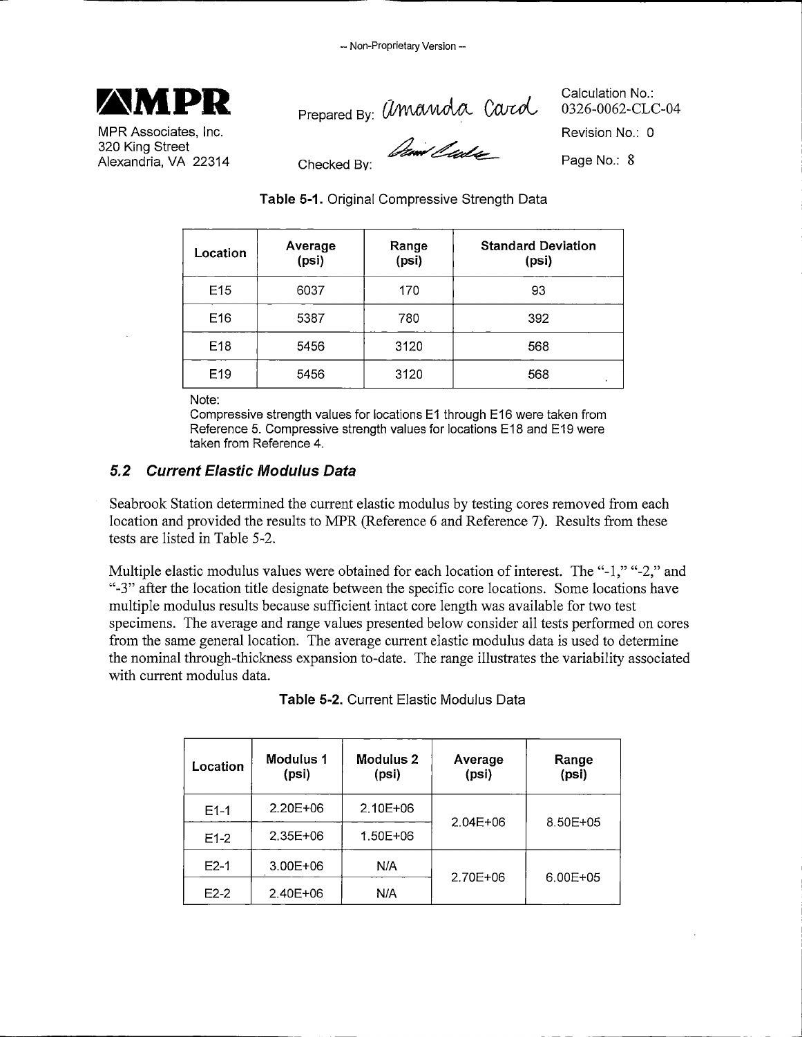**Table 5-1.** Original Compressive Strength Data

| Location | Average (psi) | Range (psi) | Standard Deviation (psi) |
|---|---|---|---|
| E15 | 6037 | 170 | 93 |
| E16 | 5387 | 780 | 392 |
| E18 | 5456 | 3120 | 568 |
| E19 | 5456 | 3120 | 568 |

Note:
Compressive strength values for locations E1 through E16 were taken from Reference 5. Compressive strength values for locations E18 and E19 were taken from Reference 4.

### 5.2 Current Elastic Modulus Data

Seabrook Station determined the current elastic modulus by testing cores removed from each location and provided the results to MPR (Reference 6 and Reference 7). Results from these tests are listed in Table 5-2.

Multiple elastic modulus values were obtained for each location of interest. The "-1," "-2," and "-3" after the location title designate between the specific core locations. Some locations have multiple modulus results because sufficient intact core length was available for two test specimens. The average and range values presented below consider all tests performed on cores from the same general location. The average current elastic modulus data is used to determine the nominal through-thickness expansion to-date. The range illustrates the variability associated with current modulus data.

**Table 5-2.** Current Elastic Modulus Data

| Location | Modulus 1 (psi) | Modulus 2 (psi) | Average (psi) | Range (psi) |
|---|---|---|---|---|
| E1-1 | 2.20E+06 | 2.10E+06 | 2.04E+06 | 8.50E+05 |
| E1-2 | 2.35E+06 | 1.50E+06 | | |
| E2-1 | 3.00E+06 | N/A | 2.70E+06 | 6.00E+05 |
| E2-2 | 2.40E+06 | N/A | | |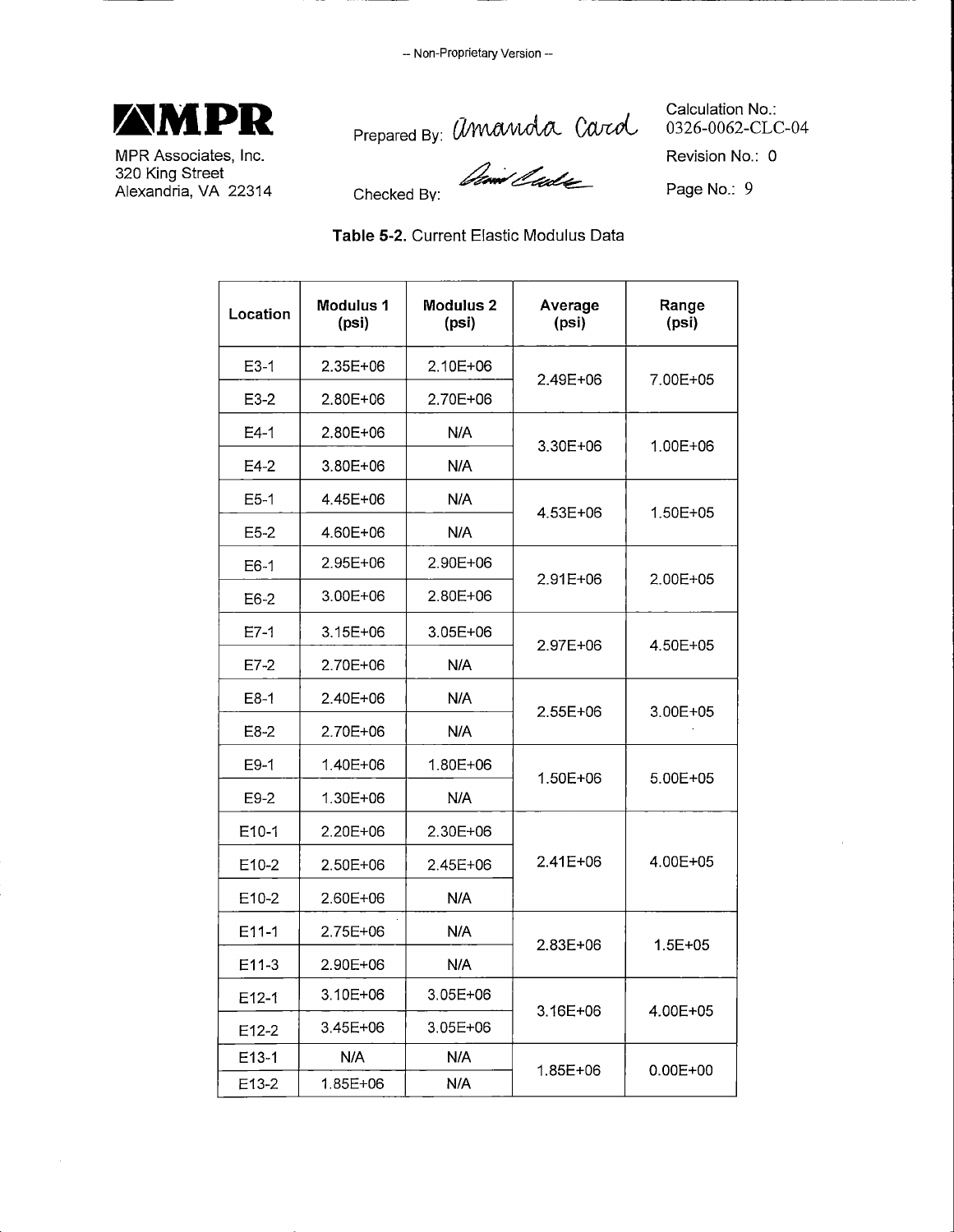-- Non-Proprietary Version --

**MPR**

MPR Associates, Inc.
320 King Street
Alexandria, VA 22314

Prepared By: Amanda Card

Checked By:

Calculation No.: 0326-0062-CLC-04

Revision No.: 0

Page No.: 9

**Table 5-2.** Current Elastic Modulus Data

| Location | Modulus 1 (psi) | Modulus 2 (psi) | Average (psi) | Range (psi) |
|---|---|---|---|---|
| E3-1 | 2.35E+06 | 2.10E+06 | 2.49E+06 | 7.00E+05 |
| E3-2 | 2.80E+06 | 2.70E+06 | | |
| E4-1 | 2.80E+06 | N/A | 3.30E+06 | 1.00E+06 |
| E4-2 | 3.80E+06 | N/A | | |
| E5-1 | 4.45E+06 | N/A | 4.53E+06 | 1.50E+05 |
| E5-2 | 4.60E+06 | N/A | | |
| E6-1 | 2.95E+06 | 2.90E+06 | 2.91E+06 | 2.00E+05 |
| E6-2 | 3.00E+06 | 2.80E+06 | | |
| E7-1 | 3.15E+06 | 3.05E+06 | 2.97E+06 | 4.50E+05 |
| E7-2 | 2.70E+06 | N/A | | |
| E8-1 | 2.40E+06 | N/A | 2.55E+06 | 3.00E+05 |
| E8-2 | 2.70E+06 | N/A | | |
| E9-1 | 1.40E+06 | 1.80E+06 | 1.50E+06 | 5.00E+05 |
| E9-2 | 1.30E+06 | N/A | | |
| E10-1 | 2.20E+06 | 2.30E+06 | 2.41E+06 | 4.00E+05 |
| E10-2 | 2.50E+06 | 2.45E+06 | | |
| E10-2 | 2.60E+06 | N/A | | |
| E11-1 | 2.75E+06 | N/A | 2.83E+06 | 1.5E+05 |
| E11-3 | 2.90E+06 | N/A | | |
| E12-1 | 3.10E+06 | 3.05E+06 | 3.16E+06 | 4.00E+05 |
| E12-2 | 3.45E+06 | 3.05E+06 | | |
| E13-1 | N/A | N/A | 1.85E+06 | 0.00E+00 |
| E13-2 | 1.85E+06 | N/A | | |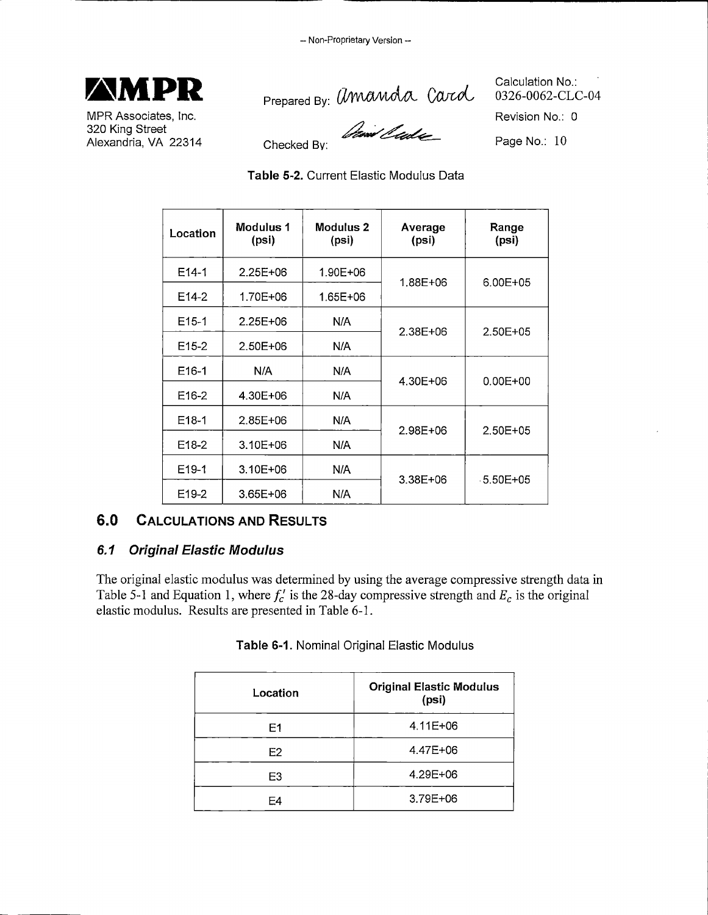**Table 5-2.** Current Elastic Modulus Data

| Location | Modulus 1 (psi) | Modulus 2 (psi) | Average (psi) | Range (psi) |
|---|---|---|---|---|
| E14-1 | 2.25E+06 | 1.90E+06 | 1.88E+06 | 6.00E+05 |
| E14-2 | 1.70E+06 | 1.65E+06 | | |
| E15-1 | 2.25E+06 | N/A | 2.38E+06 | 2.50E+05 |
| E15-2 | 2.50E+06 | N/A | | |
| E16-1 | N/A | N/A | 4.30E+06 | 0.00E+00 |
| E16-2 | 4.30E+06 | N/A | | |
| E18-1 | 2.85E+06 | N/A | 2.98E+06 | 2.50E+05 |
| E18-2 | 3.10E+06 | N/A | | |
| E19-1 | 3.10E+06 | N/A | 3.38E+06 | 5.50E+05 |
| E19-2 | 3.65E+06 | N/A | | |

## 6.0 Calculations and Results

### 6.1 Original Elastic Modulus

The original elastic modulus was determined by using the average compressive strength data in Table 5-1 and Equation 1, where $f_c'$ is the 28-day compressive strength and $E_c$ is the original elastic modulus. Results are presented in Table 6-1.

**Table 6-1.** Nominal Original Elastic Modulus

| Location | Original Elastic Modulus (psi) |
|---|---|
| E1 | 4.11E+06 |
| E2 | 4.47E+06 |
| E3 | 4.29E+06 |
| E4 | 3.79E+06 |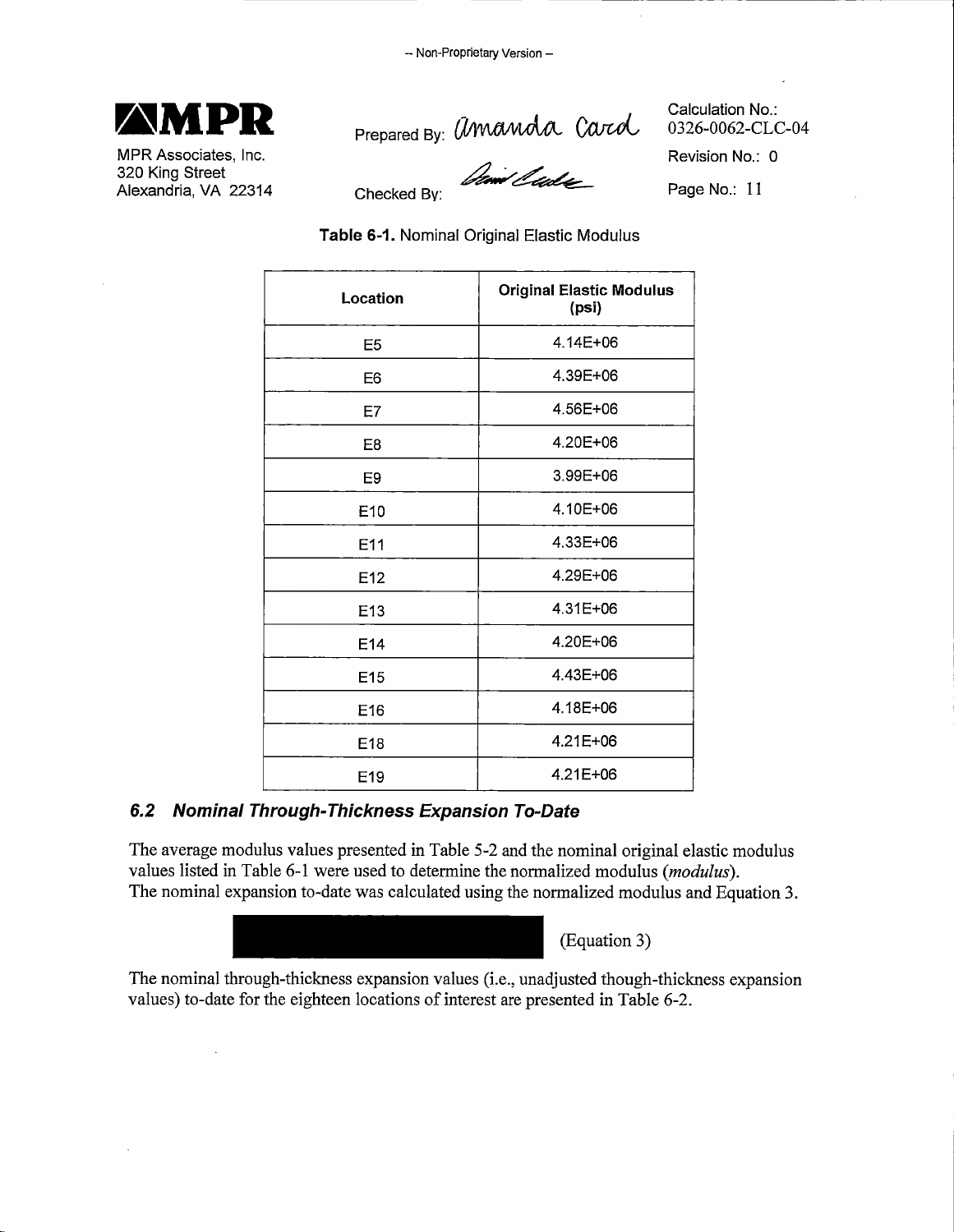-- Non-Proprietary Version --

MPR Associates, Inc.
320 King Street
Alexandria, VA 22314

Prepared By: Amanda Card

Checked By:

Calculation No.: 0326-0062-CLC-04

Revision No.: 0

Page No.: 11

**Table 6-1.** Nominal Original Elastic Modulus

| Location | Original Elastic Modulus (psi) |
|---|---|
| E5 | 4.14E+06 |
| E6 | 4.39E+06 |
| E7 | 4.56E+06 |
| E8 | 4.20E+06 |
| E9 | 3.99E+06 |
| E10 | 4.10E+06 |
| E11 | 4.33E+06 |
| E12 | 4.29E+06 |
| E13 | 4.31E+06 |
| E14 | 4.20E+06 |
| E15 | 4.43E+06 |
| E16 | 4.18E+06 |
| E18 | 4.21E+06 |
| E19 | 4.21E+06 |

### 6.2 Nominal Through-Thickness Expansion To-Date

The average modulus values presented in Table 5-2 and the nominal original elastic modulus values listed in Table 6-1 were used to determine the normalized modulus (*modulus*).
The nominal expansion to-date was calculated using the normalized modulus and Equation 3.

[Redacted] (Equation 3)

The nominal through-thickness expansion values (i.e., unadjusted though-thickness expansion values) to-date for the eighteen locations of interest are presented in Table 6-2.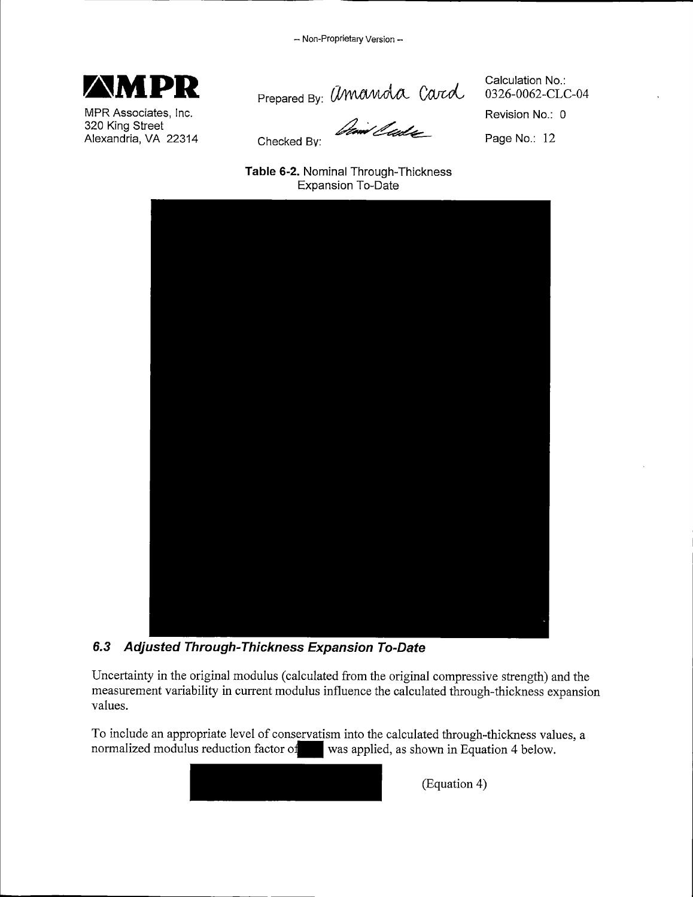-- Non-Proprietary Version --

**MPR**

MPR Associates, Inc.
320 King Street
Alexandria, VA 22314

Prepared By: Amanda Card

Checked By:

Calculation No.: 0326-0062-CLC-04

Revision No.: 0

Page No.: 12

**Table 6-2.** Nominal Through-Thickness Expansion To-Date

### *6.3 Adjusted Through-Thickness Expansion To-Date*

Uncertainty in the original modulus (calculated from the original compressive strength) and the measurement variability in current modulus influence the calculated through-thickness expansion values.

To include an appropriate level of conservatism into the calculated through-thickness values, a normalized modulus reduction factor of was applied, as shown in Equation 4 below.

(Equation 4)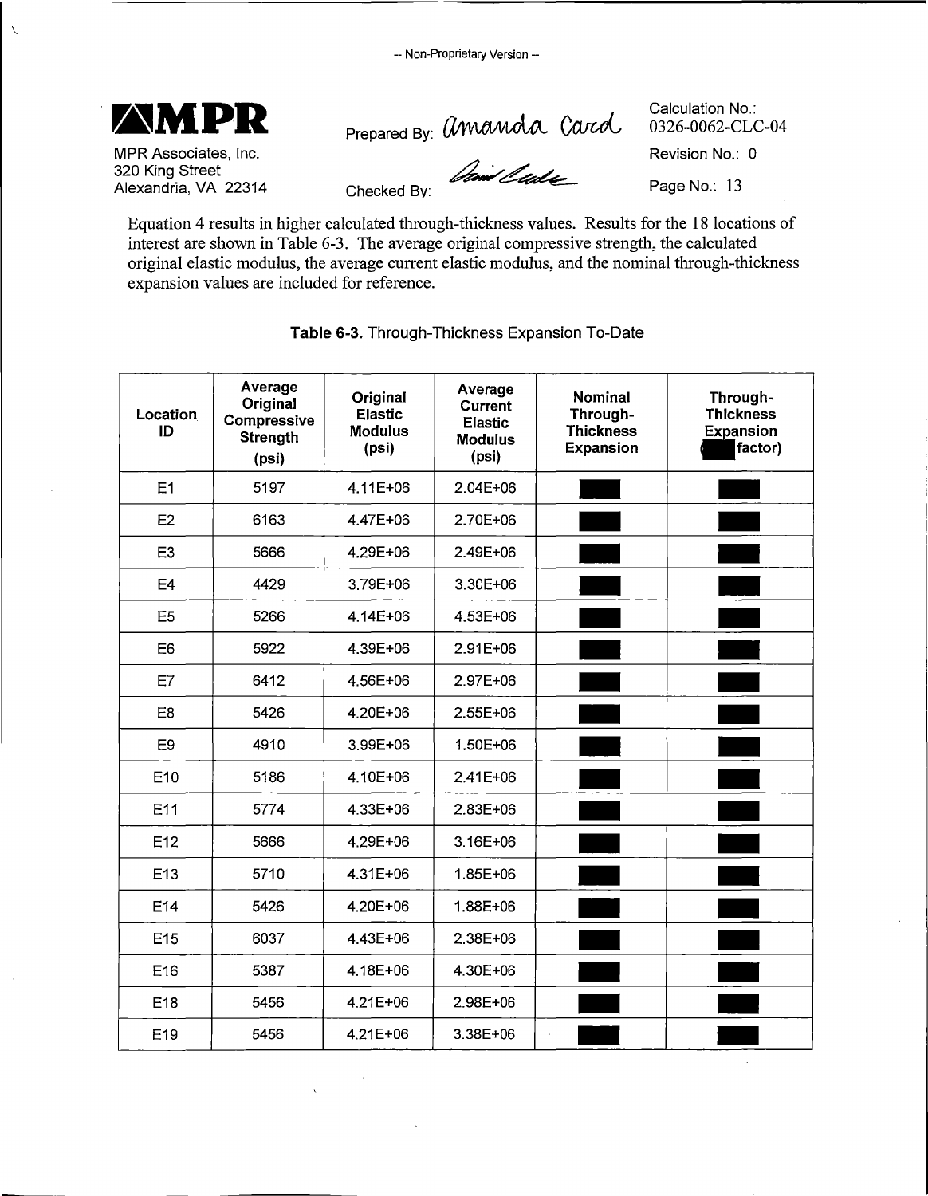-- Non-Proprietary Version --

Equation 4 results in higher calculated through-thickness values. Results for the 18 locations of interest are shown in Table 6-3. The average original compressive strength, the calculated original elastic modulus, the average current elastic modulus, and the nominal through-thickness expansion values are included for reference.

**Table 6-3.** Through-Thickness Expansion To-Date

| Location ID | Average Original Compressive Strength (psi) | Original Elastic Modulus (psi) | Average Current Elastic Modulus (psi) | Nominal Through-Thickness Expansion | Through-Thickness Expansion ( factor) |
|---|---|---|---|---|---|
| E1 | 5197 | 4.11E+06 | 2.04E+06 | | |
| E2 | 6163 | 4.47E+06 | 2.70E+06 | | |
| E3 | 5666 | 4.29E+06 | 2.49E+06 | | |
| E4 | 4429 | 3.79E+06 | 3.30E+06 | | |
| E5 | 5266 | 4.14E+06 | 4.53E+06 | | |
| E6 | 5922 | 4.39E+06 | 2.91E+06 | | |
| E7 | 6412 | 4.56E+06 | 2.97E+06 | | |
| E8 | 5426 | 4.20E+06 | 2.55E+06 | | |
| E9 | 4910 | 3.99E+06 | 1.50E+06 | | |
| E10 | 5186 | 4.10E+06 | 2.41E+06 | | |
| E11 | 5774 | 4.33E+06 | 2.83E+06 | | |
| E12 | 5666 | 4.29E+06 | 3.16E+06 | | |
| E13 | 5710 | 4.31E+06 | 1.85E+06 | | |
| E14 | 5426 | 4.20E+06 | 1.88E+06 | | |
| E15 | 6037 | 4.43E+06 | 2.38E+06 | | |
| E16 | 5387 | 4.18E+06 | 4.30E+06 | | |
| E18 | 5456 | 4.21E+06 | 2.98E+06 | | |
| E19 | 5456 | 4.21E+06 | 3.38E+06 | | |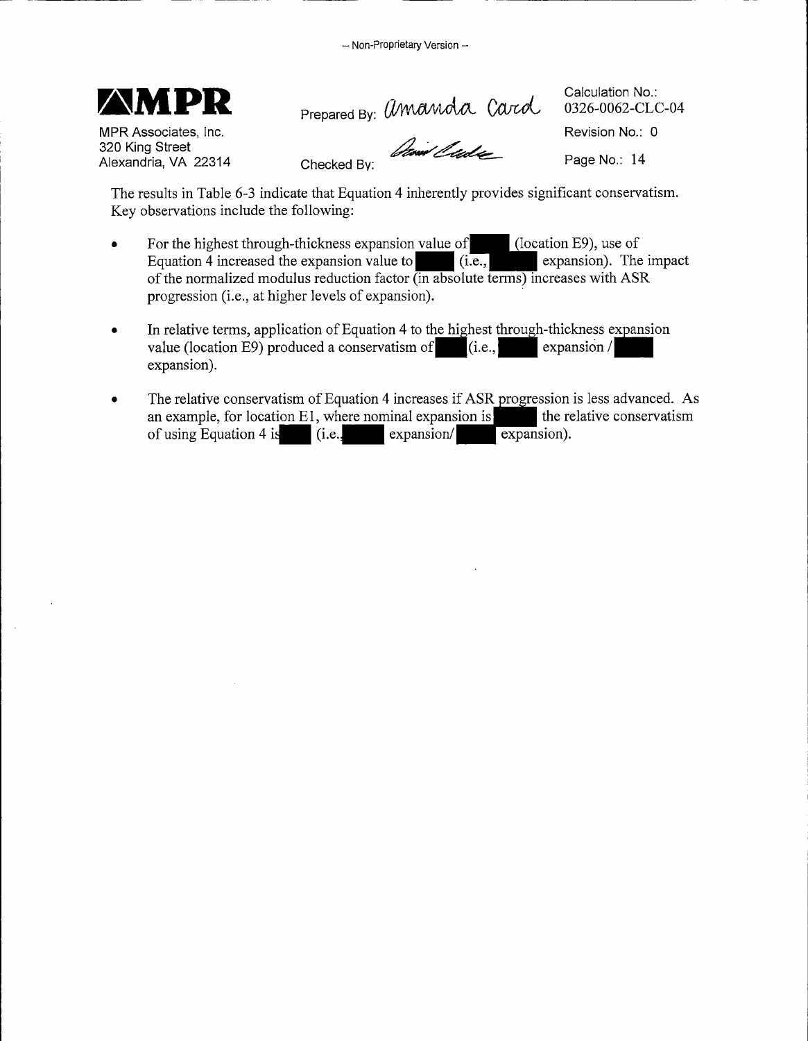The results in Table 6-3 indicate that Equation 4 inherently provides significant conservatism. Key observations include the following:

- For the highest through-thickness expansion value of ████ (location E9), use of Equation 4 increased the expansion value to ████ (i.e., ████ expansion). The impact of the normalized modulus reduction factor (in absolute terms) increases with ASR progression (i.e., at higher levels of expansion).

- In relative terms, application of Equation 4 to the highest through-thickness expansion value (location E9) produced a conservatism of ████ (i.e., ████ expansion / ████ expansion).

- The relative conservatism of Equation 4 increases if ASR progression is less advanced. As an example, for location E1, where nominal expansion is ████ the relative conservatism of using Equation 4 is ████ (i.e. ████ expansion/ ████ expansion).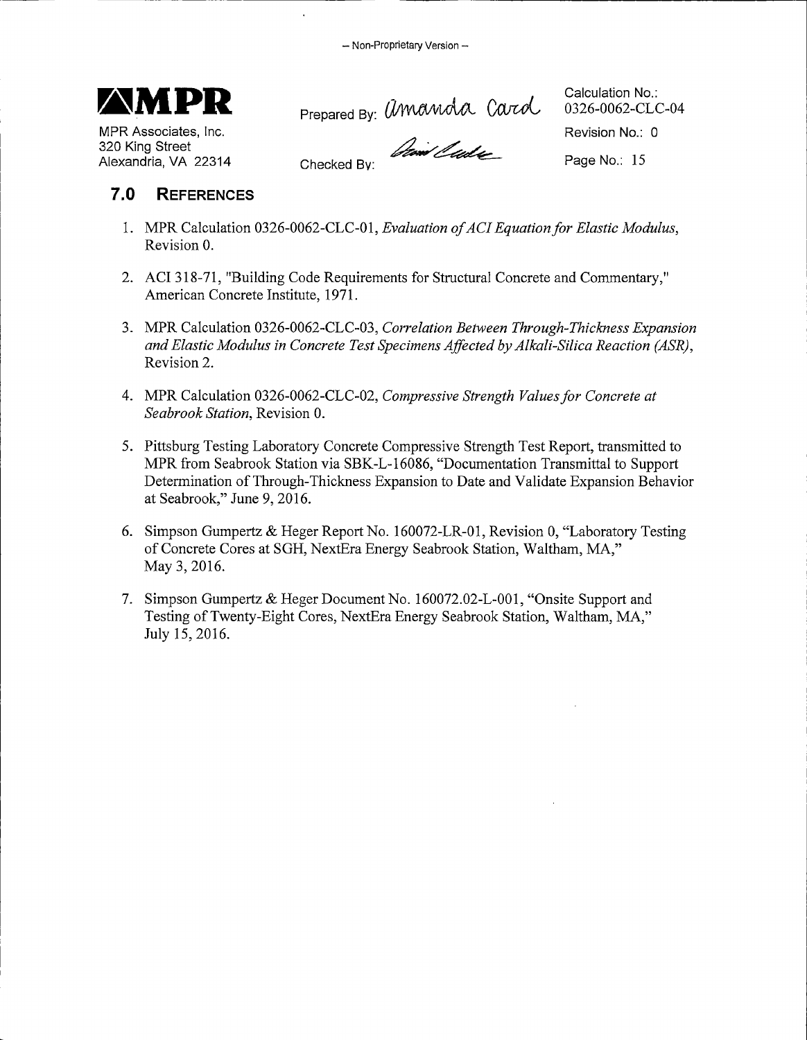## 7.0 REFERENCES

1. MPR Calculation 0326-0062-CLC-01, *Evaluation of ACI Equation for Elastic Modulus*, Revision 0.
2. ACI 318-71, "Building Code Requirements for Structural Concrete and Commentary," American Concrete Institute, 1971.
3. MPR Calculation 0326-0062-CLC-03, *Correlation Between Through-Thickness Expansion and Elastic Modulus in Concrete Test Specimens Affected by Alkali-Silica Reaction (ASR)*, Revision 2.
4. MPR Calculation 0326-0062-CLC-02, *Compressive Strength Values for Concrete at Seabrook Station*, Revision 0.
5. Pittsburg Testing Laboratory Concrete Compressive Strength Test Report, transmitted to MPR from Seabrook Station via SBK-L-16086, "Documentation Transmittal to Support Determination of Through-Thickness Expansion to Date and Validate Expansion Behavior at Seabrook," June 9, 2016.
6. Simpson Gumpertz & Heger Report No. 160072-LR-01, Revision 0, "Laboratory Testing of Concrete Cores at SGH, NextEra Energy Seabrook Station, Waltham, MA," May 3, 2016.
7. Simpson Gumpertz & Heger Document No. 160072.02-L-001, "Onsite Support and Testing of Twenty-Eight Cores, NextEra Energy Seabrook Station, Waltham, MA," July 15, 2016.